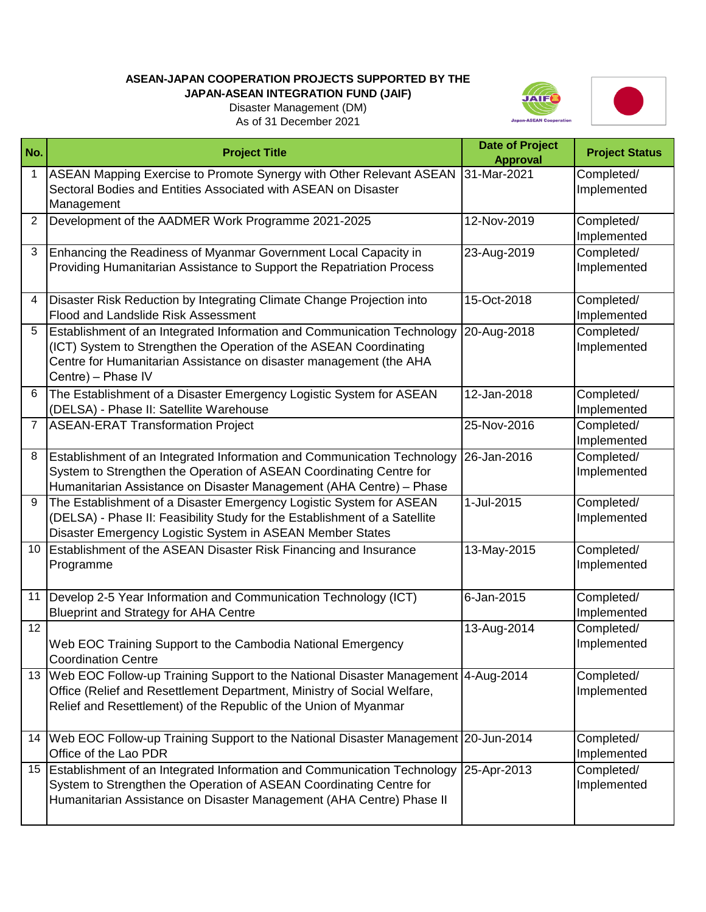**ASEAN-JAPAN COOPERATION PROJECTS SUPPORTED BY THE JAPAN-ASEAN INTEGRATION FUND (JAIF)**

Disaster Management (DM)

As of 31 December 2021

| No. | Project Title | Date of Project Approval | Project Status |
|---|---|---|---|
| 1 | ASEAN Mapping Exercise to Promote Synergy with Other Relevant ASEAN Sectoral Bodies and Entities Associated with ASEAN on Disaster Management | 31-Mar-2021 | Completed/ Implemented |
| 2 | Development of the AADMER Work Programme 2021-2025 | 12-Nov-2019 | Completed/ Implemented |
| 3 | Enhancing the Readiness of Myanmar Government Local Capacity in Providing Humanitarian Assistance to Support the Repatriation Process | 23-Aug-2019 | Completed/ Implemented |
| 4 | Disaster Risk Reduction by Integrating Climate Change Projection into Flood and Landslide Risk Assessment | 15-Oct-2018 | Completed/ Implemented |
| 5 | Establishment of an Integrated Information and Communication Technology (ICT) System to Strengthen the Operation of the ASEAN Coordinating Centre for Humanitarian Assistance on disaster management (the AHA Centre) – Phase IV | 20-Aug-2018 | Completed/ Implemented |
| 6 | The Establishment of a Disaster Emergency Logistic System for ASEAN (DELSA) - Phase II: Satellite Warehouse | 12-Jan-2018 | Completed/ Implemented |
| 7 | ASEAN-ERAT Transformation Project | 25-Nov-2016 | Completed/ Implemented |
| 8 | Establishment of an Integrated Information and Communication Technology System to Strengthen the Operation of ASEAN Coordinating Centre for Humanitarian Assistance on Disaster Management (AHA Centre) – Phase | 26-Jan-2016 | Completed/ Implemented |
| 9 | The Establishment of a Disaster Emergency Logistic System for ASEAN (DELSA) - Phase II: Feasibility Study for the Establishment of a Satellite Disaster Emergency Logistic System in ASEAN Member States | 1-Jul-2015 | Completed/ Implemented |
| 10 | Establishment of the ASEAN Disaster Risk Financing and Insurance Programme | 13-May-2015 | Completed/ Implemented |
| 11 | Develop 2-5 Year Information and Communication Technology (ICT) Blueprint and Strategy for AHA Centre | 6-Jan-2015 | Completed/ Implemented |
| 12 | Web EOC Training Support to the Cambodia National Emergency Coordination Centre | 13-Aug-2014 | Completed/ Implemented |
| 13 | Web EOC Follow-up Training Support to the National Disaster Management Office (Relief and Resettlement Department, Ministry of Social Welfare, Relief and Resettlement) of the Republic of the Union of Myanmar | 4-Aug-2014 | Completed/ Implemented |
| 14 | Web EOC Follow-up Training Support to the National Disaster Management Office of the Lao PDR | 20-Jun-2014 | Completed/ Implemented |
| 15 | Establishment of an Integrated Information and Communication Technology System to Strengthen the Operation of ASEAN Coordinating Centre for Humanitarian Assistance on Disaster Management (AHA Centre) Phase II | 25-Apr-2013 | Completed/ Implemented |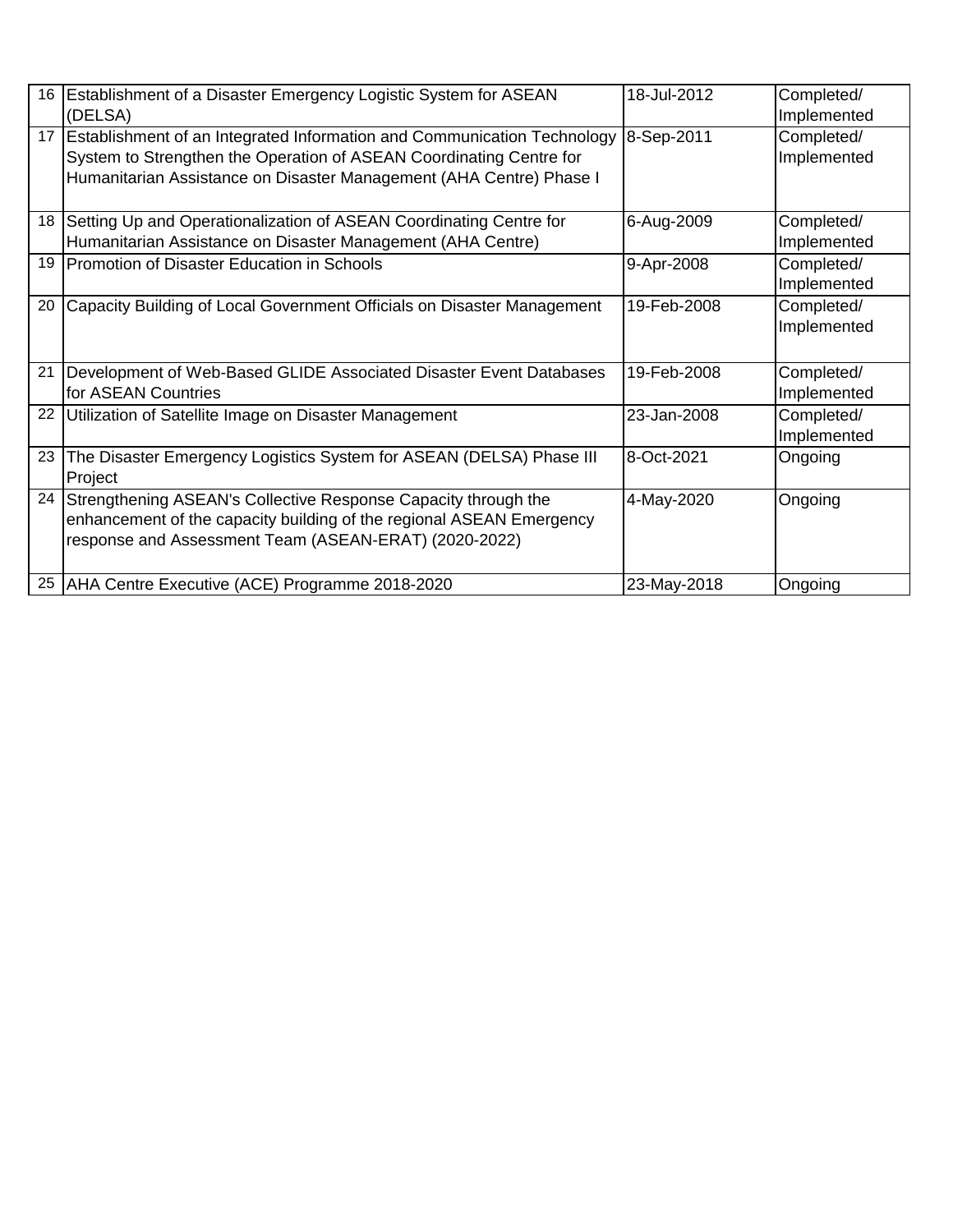| | | | |
|---|---|---|---|
| 16 | Establishment of a Disaster Emergency Logistic System for ASEAN (DELSA) | 18-Jul-2012 | Completed/ Implemented |
| 17 | Establishment of an Integrated Information and Communication Technology System to Strengthen the Operation of ASEAN Coordinating Centre for Humanitarian Assistance on Disaster Management (AHA Centre) Phase I | 8-Sep-2011 | Completed/ Implemented |
| 18 | Setting Up and Operationalization of ASEAN Coordinating Centre for Humanitarian Assistance on Disaster Management (AHA Centre) | 6-Aug-2009 | Completed/ Implemented |
| 19 | Promotion of Disaster Education in Schools | 9-Apr-2008 | Completed/ Implemented |
| 20 | Capacity Building of Local Government Officials on Disaster Management | 19-Feb-2008 | Completed/ Implemented |
| 21 | Development of Web-Based GLIDE Associated Disaster Event Databases for ASEAN Countries | 19-Feb-2008 | Completed/ Implemented |
| 22 | Utilization of Satellite Image on Disaster Management | 23-Jan-2008 | Completed/ Implemented |
| 23 | The Disaster Emergency Logistics System for ASEAN (DELSA) Phase III Project | 8-Oct-2021 | Ongoing |
| 24 | Strengthening ASEAN's Collective Response Capacity through the enhancement of the capacity building of the regional ASEAN Emergency response and Assessment Team (ASEAN-ERAT) (2020-2022) | 4-May-2020 | Ongoing |
| 25 | AHA Centre Executive (ACE) Programme 2018-2020 | 23-May-2018 | Ongoing |